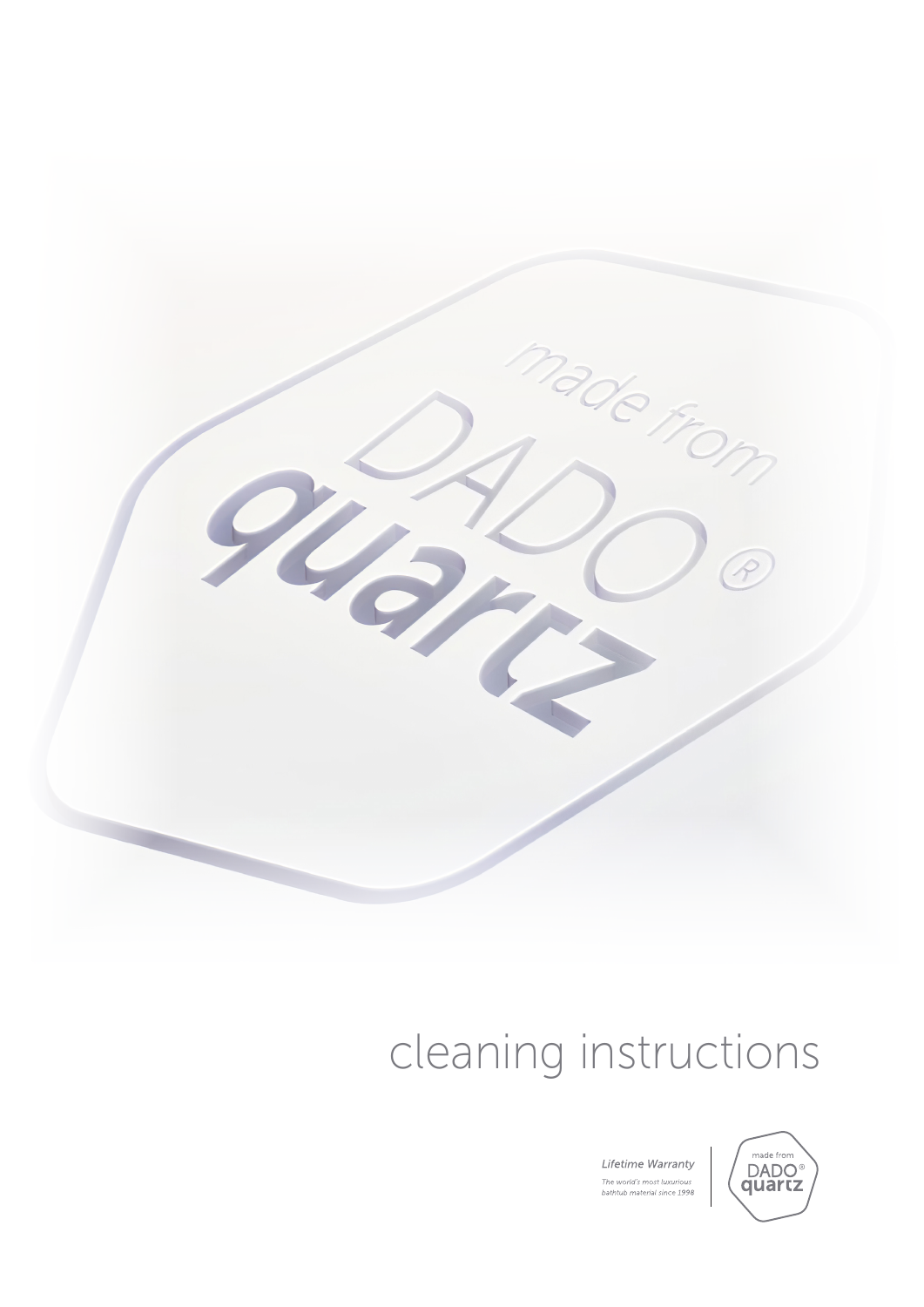made from DADO® quartz

# cleaning instructions

*Lifetime Warranty*

*The world's most luxurious bathtub material since 1998*

made from DADO® quartz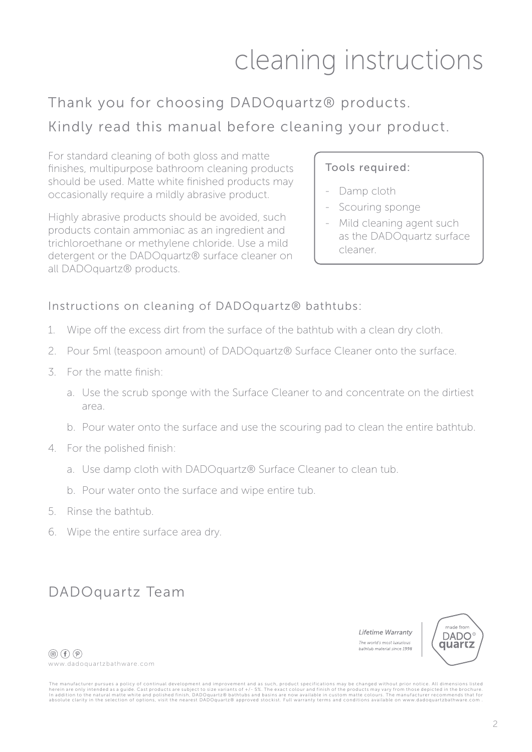# cleaning instructions

## Thank you for choosing DADOquartz® products.

## Kindly read this manual before cleaning your product.

For standard cleaning of both gloss and matte finishes, multipurpose bathroom cleaning products should be used. Matte white finished products may occasionally require a mildly abrasive product.

Highly abrasive products should be avoided, such products contain ammoniac as an ingredient and trichloroethane or methylene chloride. Use a mild detergent or the DADOquartz® surface cleaner on all DADOquartz® products.

Tools required:

- Damp cloth
- Scouring sponge
- Mild cleaning agent such as the DADOquartz surface cleaner.

### Instructions on cleaning of DADOquartz® bathtubs:

1. Wipe off the excess dirt from the surface of the bathtub with a clean dry cloth.
2. Pour 5ml (teaspoon amount) of DADOquartz® Surface Cleaner onto the surface.
3. For the matte finish:
   a. Use the scrub sponge with the Surface Cleaner to and concentrate on the dirtiest area.
   b. Pour water onto the surface and use the scouring pad to clean the entire bathtub.
4. For the polished finish:
   a. Use damp cloth with DADOquartz® Surface Cleaner to clean tub.
   b. Pour water onto the surface and wipe entire tub.
5. Rinse the bathtub.
6. Wipe the entire surface area dry.

## DADOquartz Team

*Lifetime Warranty*

*The world's most luxurious bathtub material since 1998*

made from DADO® quartz

www.dadoquartzbathware.com

The manufacturer pursues a policy of continual development and improvement and as such, product specifications may be changed without prior notice. All dimensions listed herein are only intended as a guide. Cast products are subject to size variants of +/- 5%. The exact colour and finish of the products may vary from those depicted in the brochure. In addition to the natural matte white and polished finish, DADOquartz® bathtubs and basins are now available in custom matte colours. The manufacturer recommends that for absolute clarity in the selection of options, visit the nearest DADOquartz® approved stockist. Full warranty terms and conditions available on www.dadoquartzbathware.com .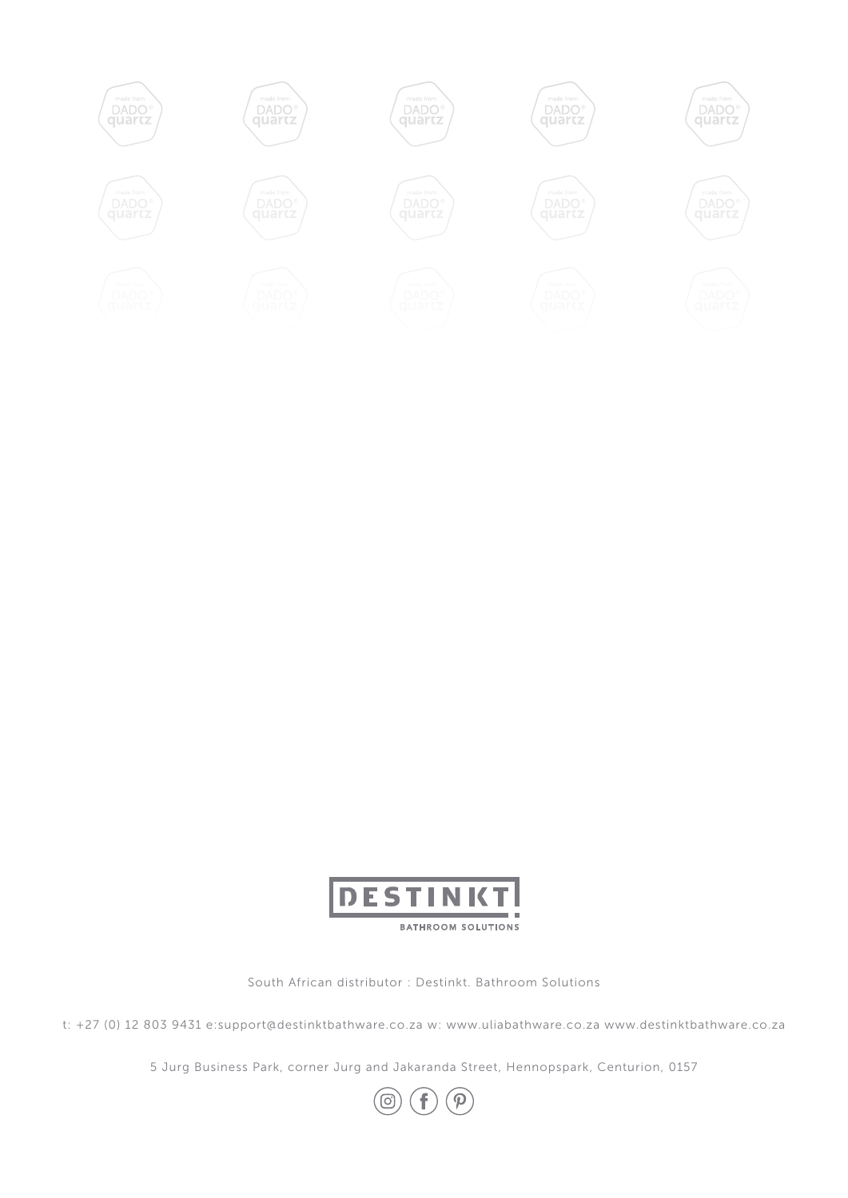DESTINKT

BATHROOM SOLUTIONS

South African distributor : Destinkt. Bathroom Solutions

t: +27 (0) 12 803 9431 e:support@destinktbathware.co.za w: www.uliabathware.co.za www.destinktbathware.co.za

5 Jurg Business Park, corner Jurg and Jakaranda Street, Hennopspark, Centurion, 0157